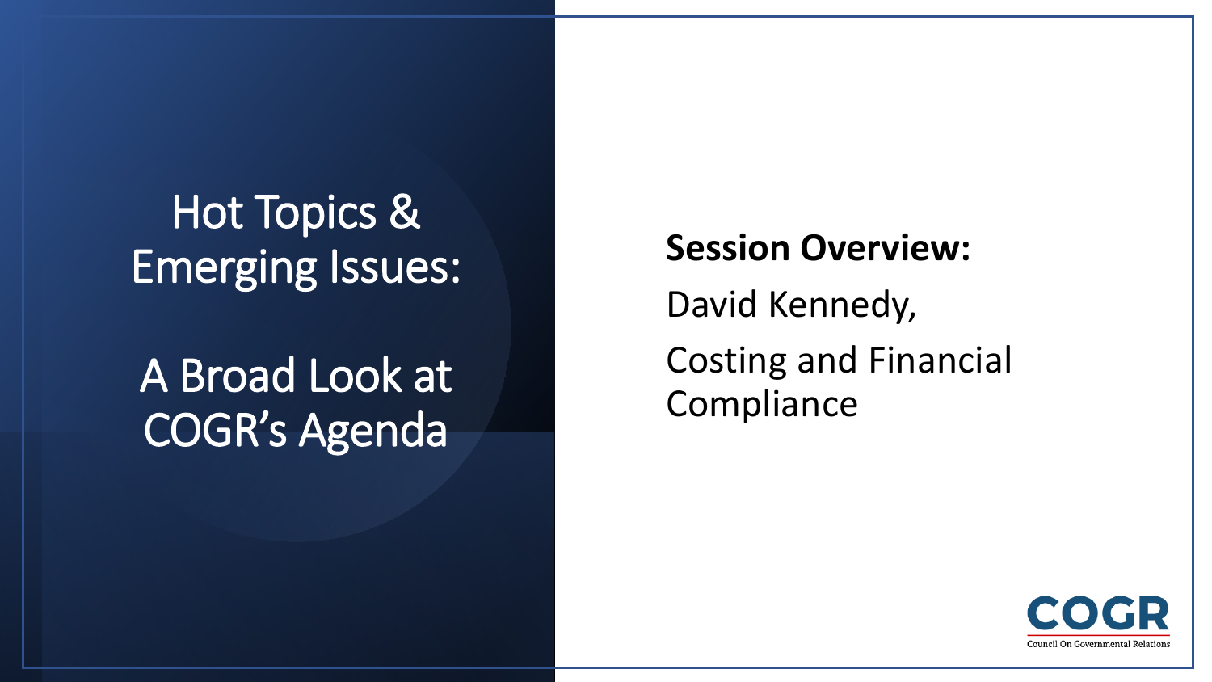# Hot Topics & Emerging Issues:

# A Broad Look at COGR's Agenda

**Session Overview:**

David Kennedy,

Costing and Financial Compliance

COGR

Council On Governmental Relations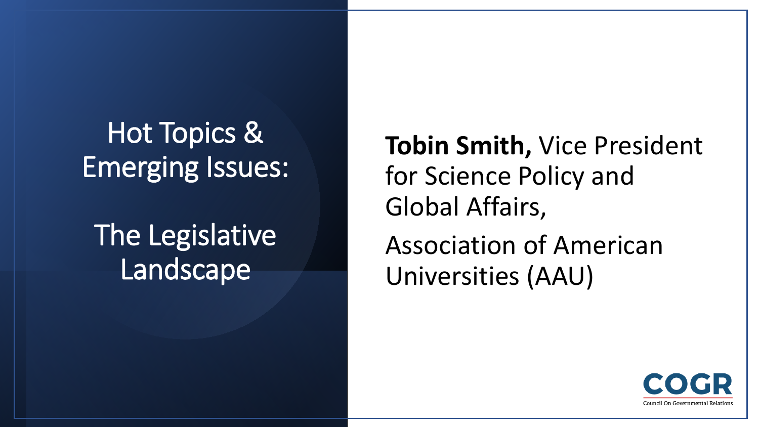# Hot Topics & Emerging Issues:

## The Legislative Landscape

**Tobin Smith,** Vice President for Science Policy and Global Affairs,

Association of American Universities (AAU)

COGR

Council On Governmental Relations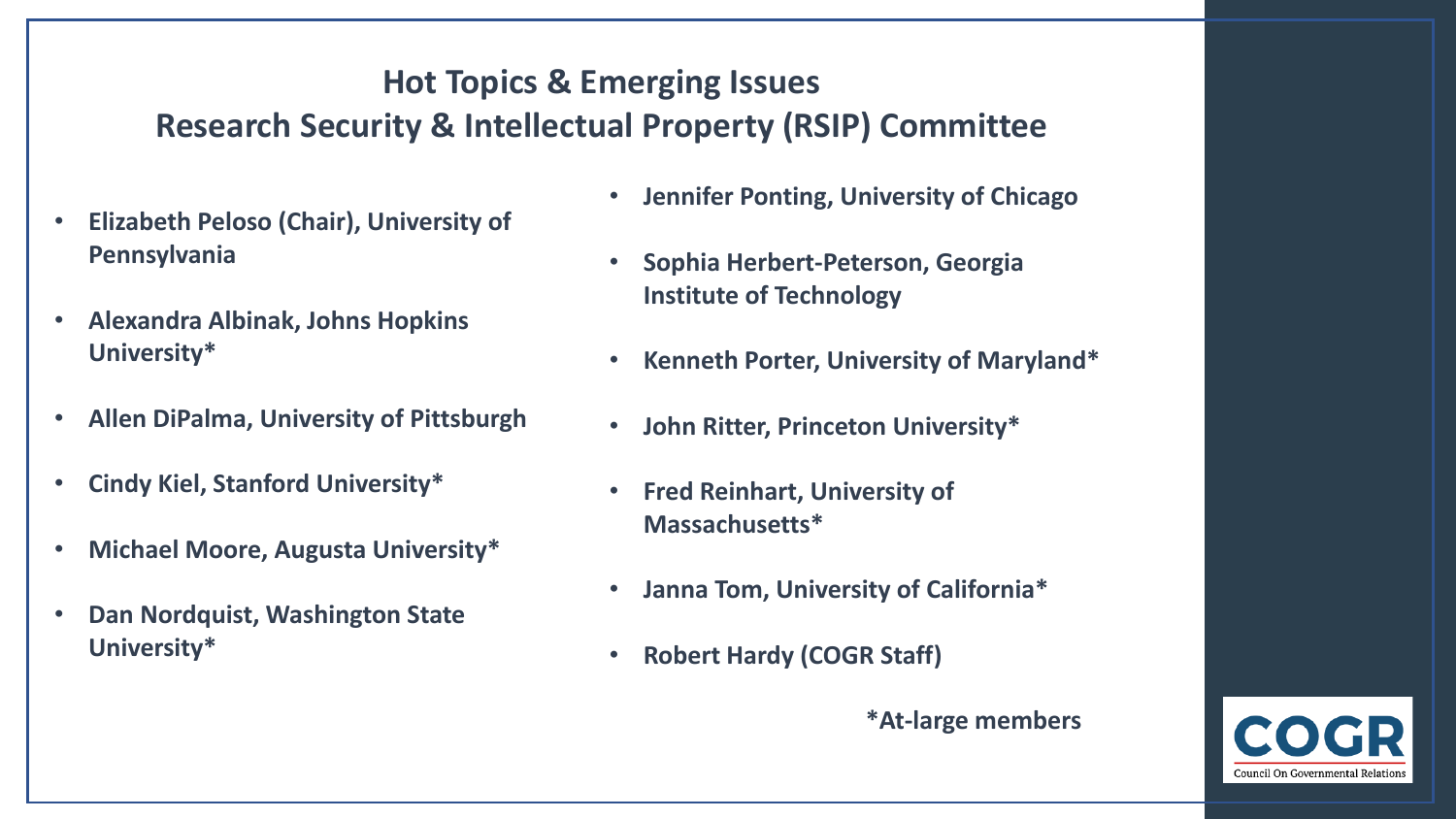# Hot Topics & Emerging Issues
## Research Security & Intellectual Property (RSIP) Committee

- **Elizabeth Peloso (Chair), University of Pennsylvania**
- **Alexandra Albinak, Johns Hopkins University***
- **Allen DiPalma, University of Pittsburgh**
- **Cindy Kiel, Stanford University***
- **Michael Moore, Augusta University***
- **Dan Nordquist, Washington State University***
- **Jennifer Ponting, University of Chicago**
- **Sophia Herbert-Peterson, Georgia Institute of Technology**
- **Kenneth Porter, University of Maryland***
- **John Ritter, Princeton University***
- **Fred Reinhart, University of Massachusetts***
- **Janna Tom, University of California***
- **Robert Hardy (COGR Staff)**

**\*At-large members**

COGR
Council On Governmental Relations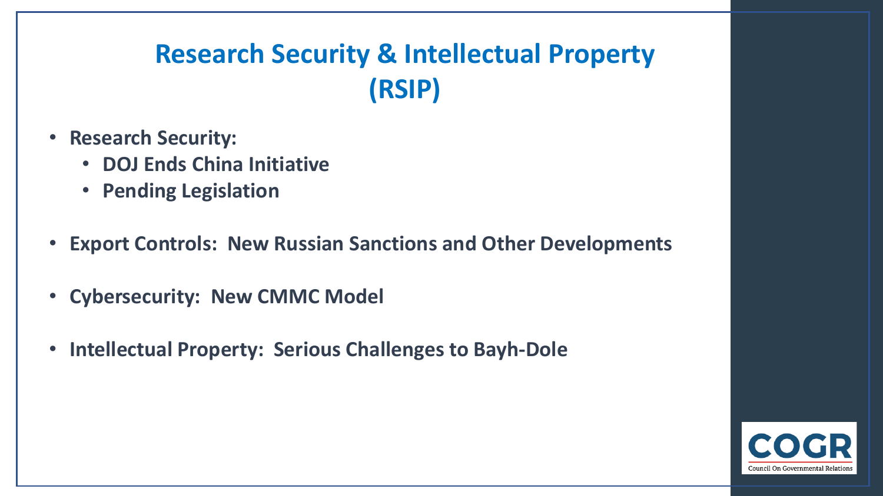# Research Security & Intellectual Property (RSIP)

- **Research Security:**
  - **DOJ Ends China Initiative**
  - **Pending Legislation**
- **Export Controls: New Russian Sanctions and Other Developments**
- **Cybersecurity: New CMMC Model**
- **Intellectual Property: Serious Challenges to Bayh-Dole**

COGR
Council On Governmental Relations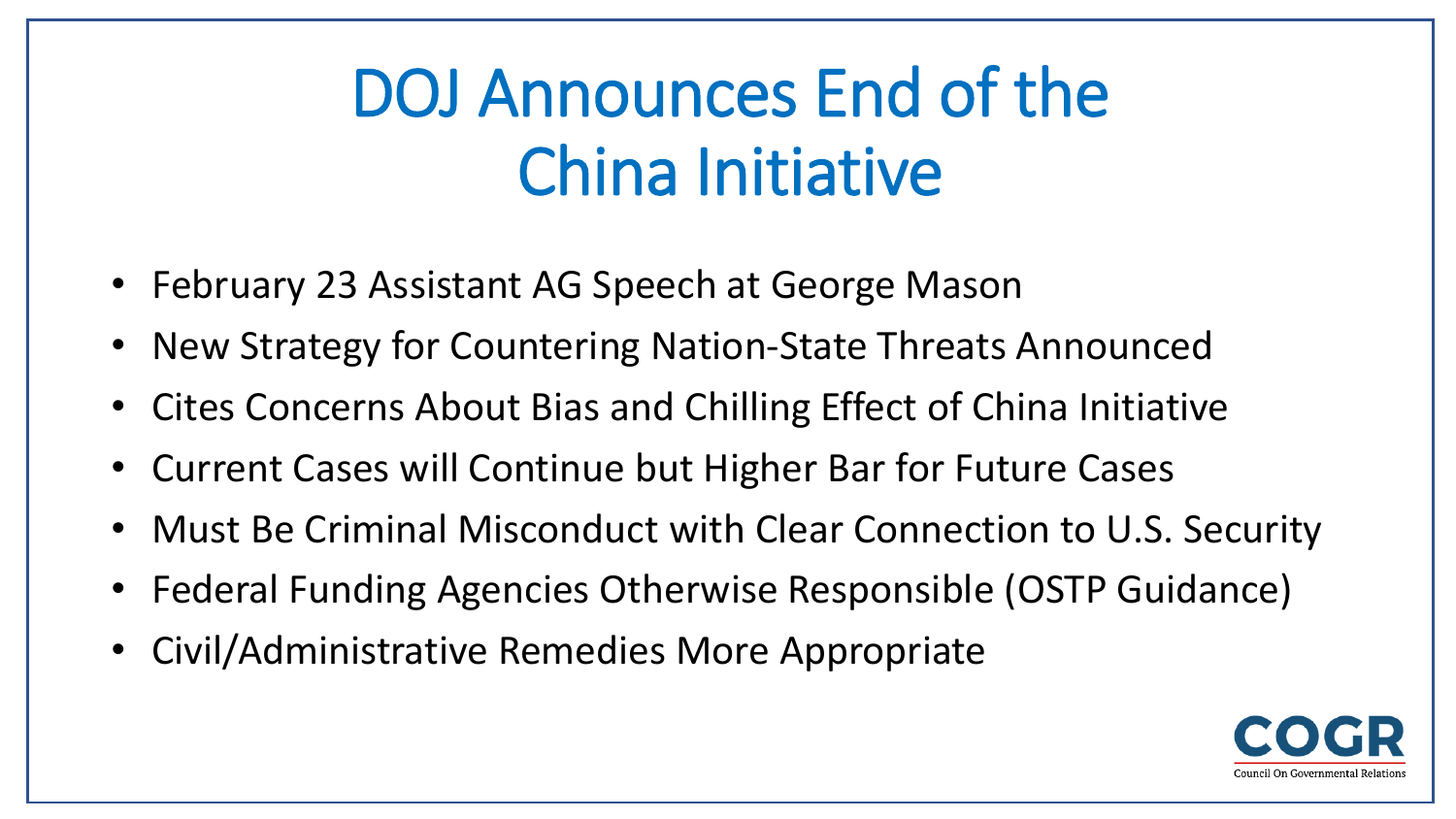# DOJ Announces End of the China Initiative

- February 23 Assistant AG Speech at George Mason
- New Strategy for Countering Nation-State Threats Announced
- Cites Concerns About Bias and Chilling Effect of China Initiative
- Current Cases will Continue but Higher Bar for Future Cases
- Must Be Criminal Misconduct with Clear Connection to U.S. Security
- Federal Funding Agencies Otherwise Responsible (OSTP Guidance)
- Civil/Administrative Remedies More Appropriate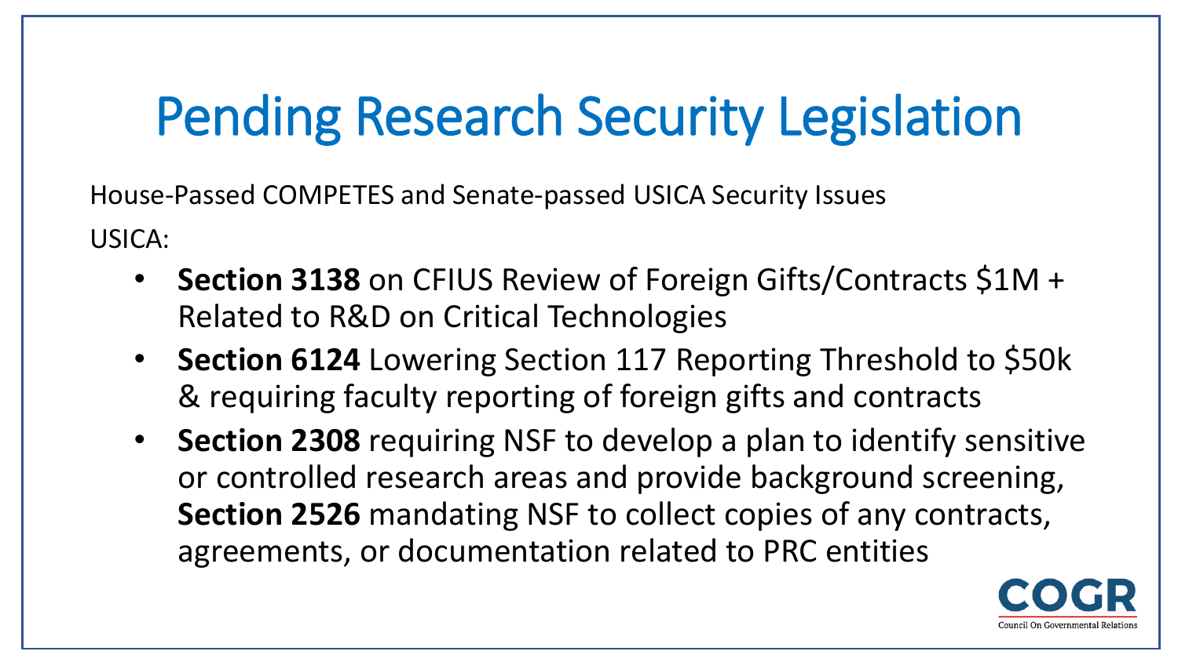# Pending Research Security Legislation

House-Passed COMPETES and Senate-passed USICA Security Issues

USICA:

- **Section 3138** on CFIUS Review of Foreign Gifts/Contracts $1M + Related to R&D on Critical Technologies
- **Section 6124** Lowering Section 117 Reporting Threshold to $50k & requiring faculty reporting of foreign gifts and contracts
- **Section 2308** requiring NSF to develop a plan to identify sensitive or controlled research areas and provide background screening, **Section 2526** mandating NSF to collect copies of any contracts, agreements, or documentation related to PRC entities

COGR
Council On Governmental Relations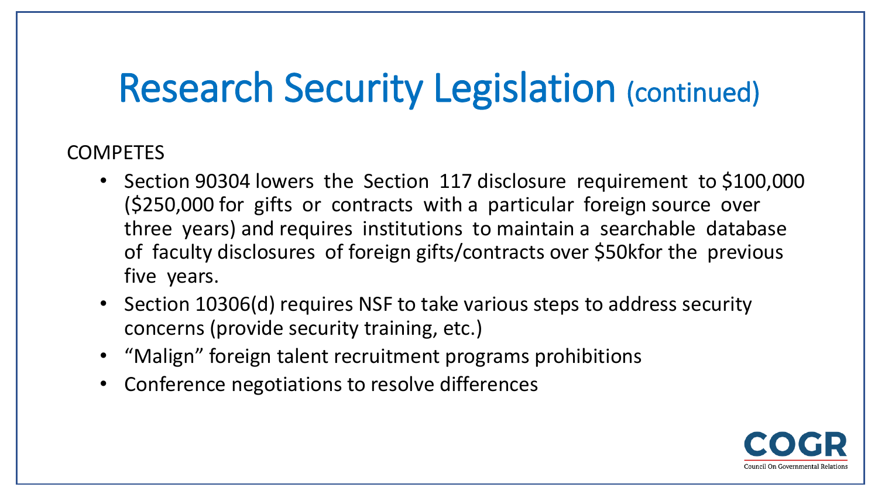# Research Security Legislation (continued)

COMPETES

- Section 90304 lowers the Section 117 disclosure requirement to $100,000 ($250,000 for gifts or contracts with a particular foreign source over three years) and requires institutions to maintain a searchable database of faculty disclosures of foreign gifts/contracts over $50kfor the previous five years.
- Section 10306(d) requires NSF to take various steps to address security concerns (provide security training, etc.)
- "Malign" foreign talent recruitment programs prohibitions
- Conference negotiations to resolve differences

COGR
Council On Governmental Relations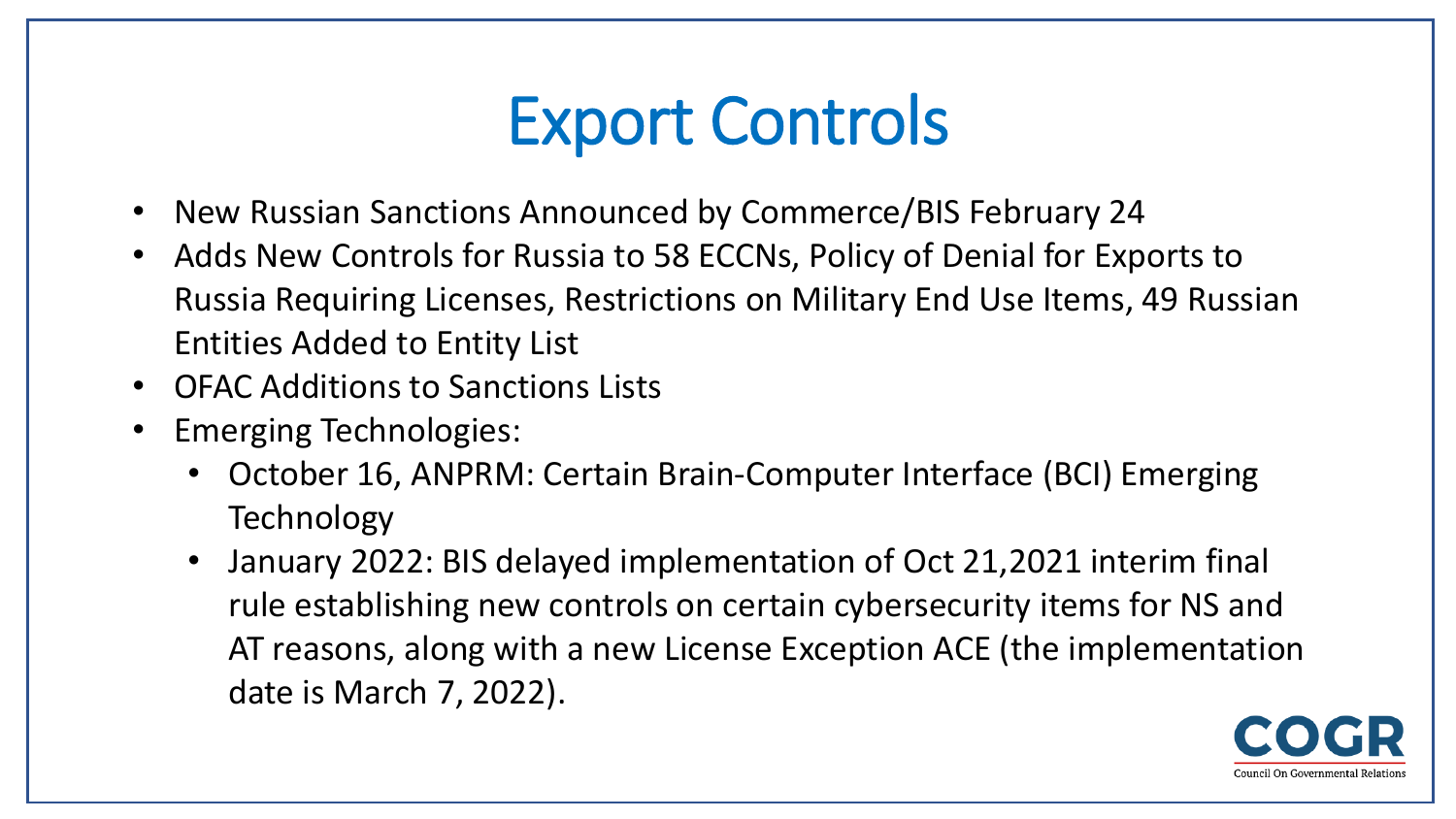# Export Controls

- New Russian Sanctions Announced by Commerce/BIS February 24
- Adds New Controls for Russia to 58 ECCNs, Policy of Denial for Exports to Russia Requiring Licenses, Restrictions on Military End Use Items, 49 Russian Entities Added to Entity List
- OFAC Additions to Sanctions Lists
- Emerging Technologies:
  - October 16, ANPRM: Certain Brain-Computer Interface (BCI) Emerging Technology
  - January 2022: BIS delayed implementation of Oct 21,2021 interim final rule establishing new controls on certain cybersecurity items for NS and AT reasons, along with a new License Exception ACE (the implementation date is March 7, 2022).

COGR
Council On Governmental Relations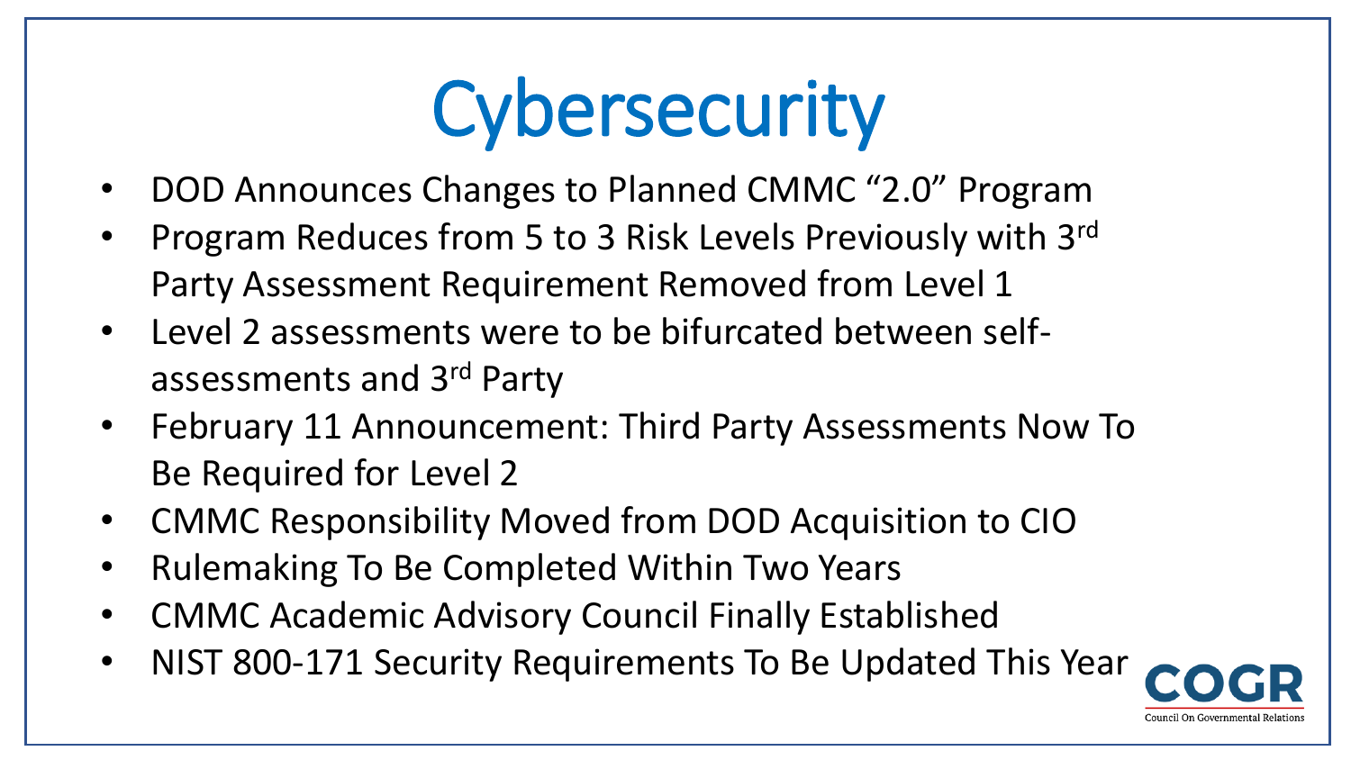# Cybersecurity

- DOD Announces Changes to Planned CMMC "2.0" Program
- Program Reduces from 5 to 3 Risk Levels Previously with 3rd Party Assessment Requirement Removed from Level 1
- Level 2 assessments were to be bifurcated between self-assessments and 3rd Party
- February 11 Announcement: Third Party Assessments Now To Be Required for Level 2
- CMMC Responsibility Moved from DOD Acquisition to CIO
- Rulemaking To Be Completed Within Two Years
- CMMC Academic Advisory Council Finally Established
- NIST 800-171 Security Requirements To Be Updated This Year

COGR
Council On Governmental Relations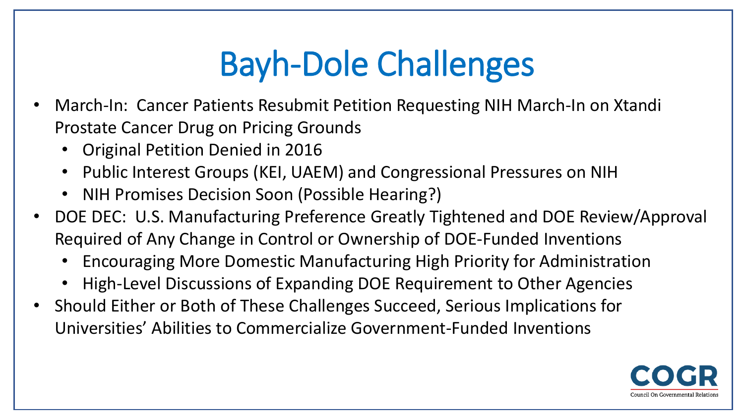# Bayh-Dole Challenges

- March-In: Cancer Patients Resubmit Petition Requesting NIH March-In on Xtandi Prostate Cancer Drug on Pricing Grounds
  - Original Petition Denied in 2016
  - Public Interest Groups (KEI, UAEM) and Congressional Pressures on NIH
  - NIH Promises Decision Soon (Possible Hearing?)
- DOE DEC: U.S. Manufacturing Preference Greatly Tightened and DOE Review/Approval Required of Any Change in Control or Ownership of DOE-Funded Inventions
  - Encouraging More Domestic Manufacturing High Priority for Administration
  - High-Level Discussions of Expanding DOE Requirement to Other Agencies
- Should Either or Both of These Challenges Succeed, Serious Implications for Universities' Abilities to Commercialize Government-Funded Inventions

COGR
Council On Governmental Relations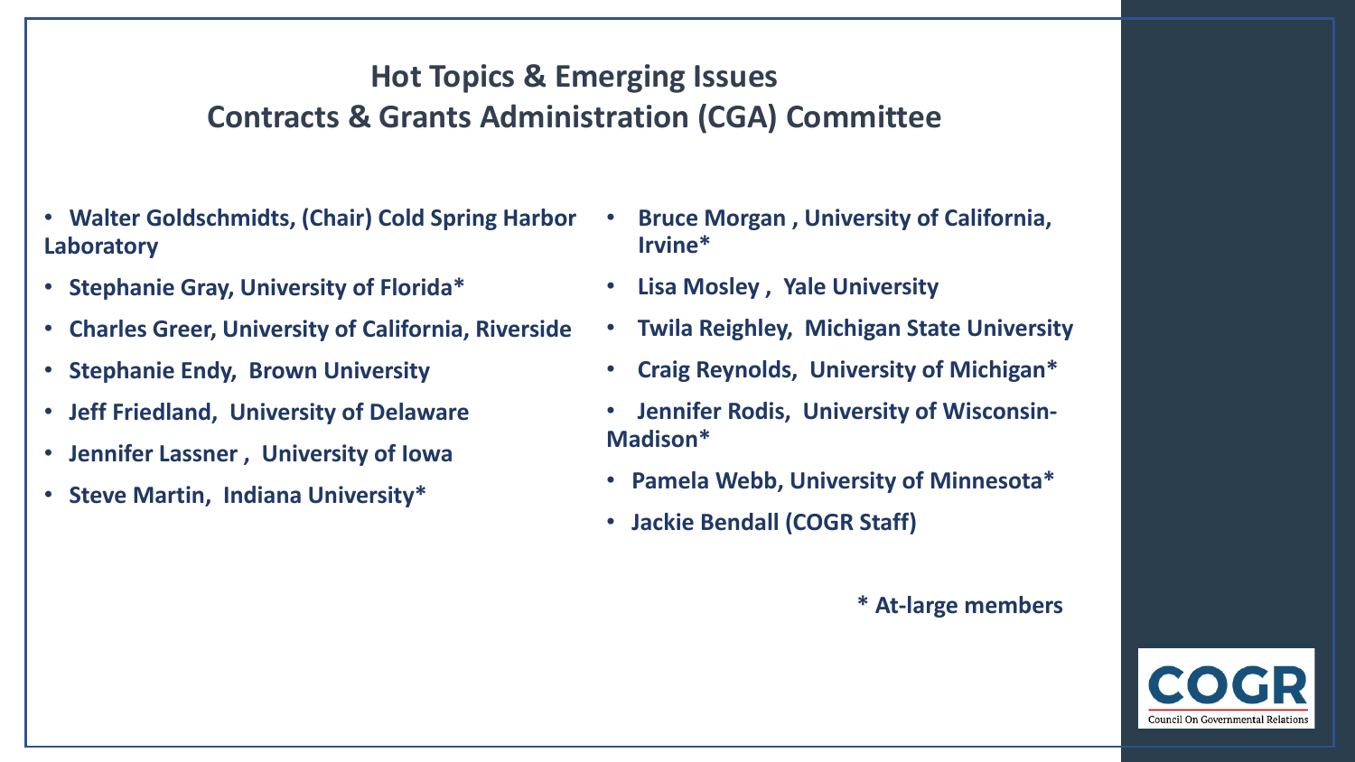## Hot Topics & Emerging Issues
## Contracts & Grants Administration (CGA) Committee

- **Walter Goldschmidts, (Chair) Cold Spring Harbor Laboratory**
- **Stephanie Gray, University of Florida***
- **Charles Greer, University of California, Riverside**
- **Stephanie Endy, Brown University**
- **Jeff Friedland, University of Delaware**
- **Jennifer Lassner , University of Iowa**
- **Steve Martin, Indiana University***
- **Bruce Morgan , University of California, Irvine***
- **Lisa Mosley , Yale University**
- **Twila Reighley, Michigan State University**
- **Craig Reynolds, University of Michigan***
- **Jennifer Rodis, University of Wisconsin-Madison***
- **Pamela Webb, University of Minnesota***
- **Jackie Bendall (COGR Staff)**

**\* At-large members**

COGR
Council On Governmental Relations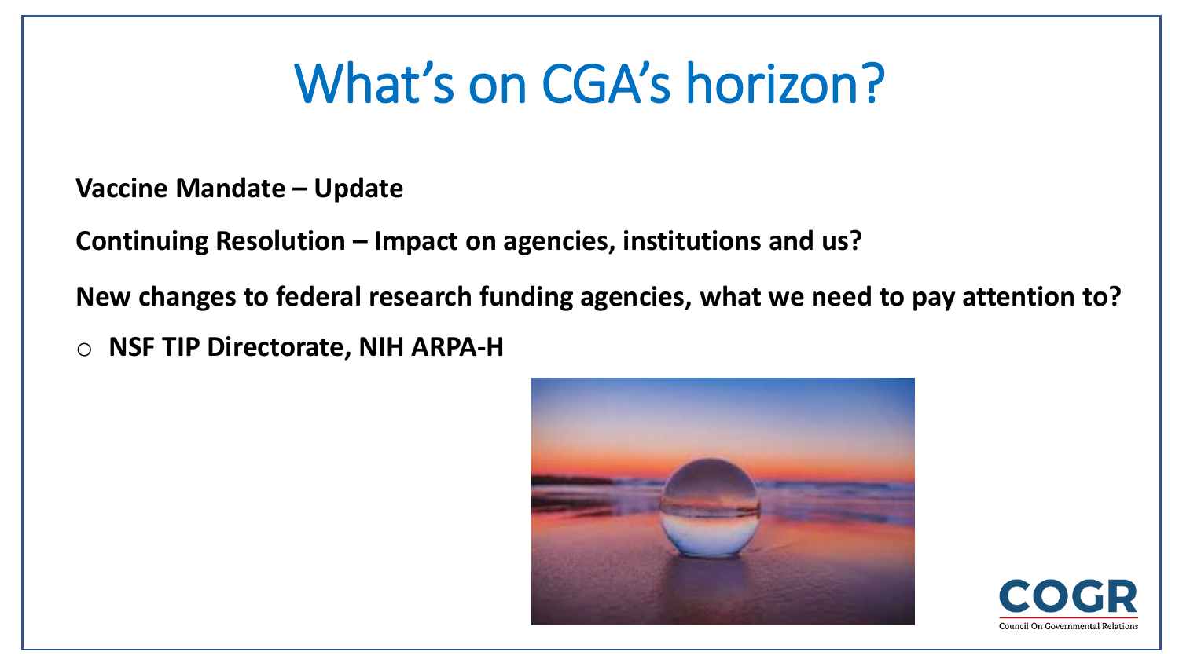# What's on CGA's horizon?

**Vaccine Mandate – Update**

**Continuing Resolution – Impact on agencies, institutions and us?**

**New changes to federal research funding agencies, what we need to pay attention to?**

- **NSF TIP Directorate, NIH ARPA-H**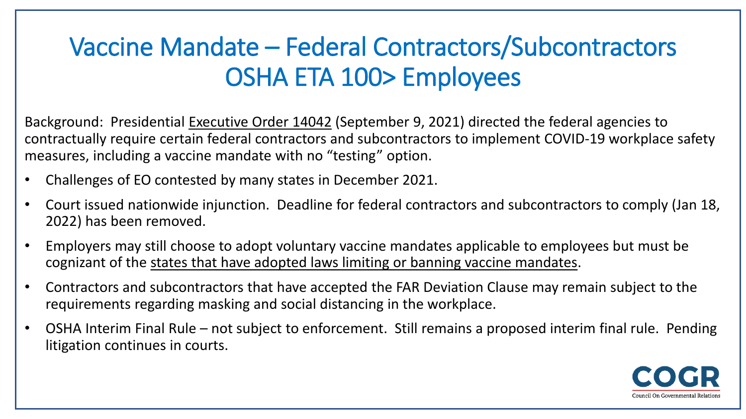# Vaccine Mandate – Federal Contractors/Subcontractors OSHA ETA 100> Employees

Background: Presidential Executive Order 14042 (September 9, 2021) directed the federal agencies to contractually require certain federal contractors and subcontractors to implement COVID-19 workplace safety measures, including a vaccine mandate with no "testing" option.

- Challenges of EO contested by many states in December 2021.
- Court issued nationwide injunction. Deadline for federal contractors and subcontractors to comply (Jan 18, 2022) has been removed.
- Employers may still choose to adopt voluntary vaccine mandates applicable to employees but must be cognizant of the states that have adopted laws limiting or banning vaccine mandates.
- Contractors and subcontractors that have accepted the FAR Deviation Clause may remain subject to the requirements regarding masking and social distancing in the workplace.
- OSHA Interim Final Rule – not subject to enforcement. Still remains a proposed interim final rule. Pending litigation continues in courts.

COGR
Council On Governmental Relations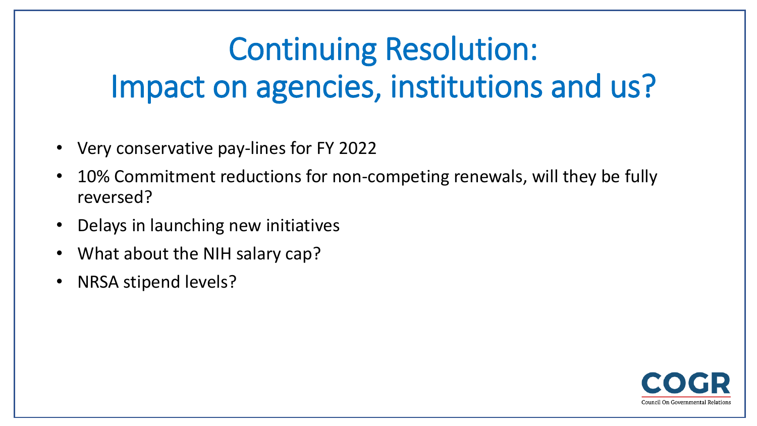# Continuing Resolution: Impact on agencies, institutions and us?

- Very conservative pay-lines for FY 2022
- 10% Commitment reductions for non-competing renewals, will they be fully reversed?
- Delays in launching new initiatives
- What about the NIH salary cap?
- NRSA stipend levels?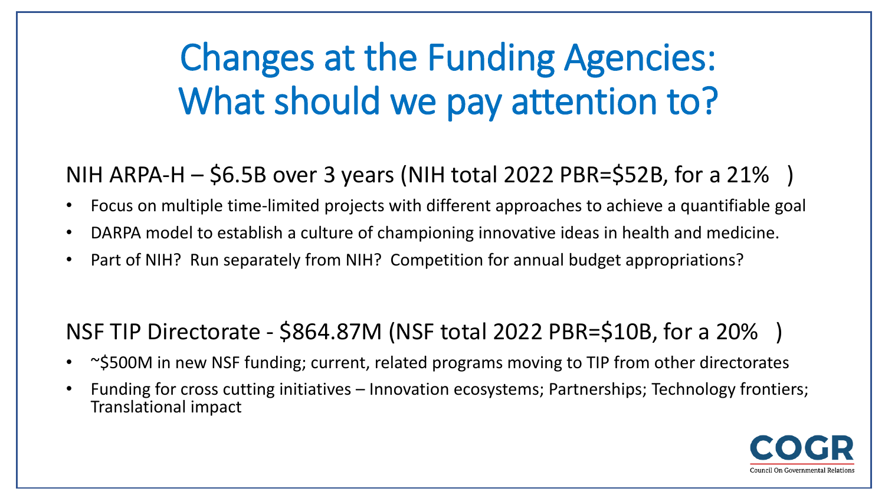# Changes at the Funding Agencies: What should we pay attention to?

NIH ARPA-H – \$6.5B over 3 years (NIH total 2022 PBR=\$52B, for a 21% )

- Focus on multiple time-limited projects with different approaches to achieve a quantifiable goal
- DARPA model to establish a culture of championing innovative ideas in health and medicine.
- Part of NIH? Run separately from NIH? Competition for annual budget appropriations?

NSF TIP Directorate - \$864.87M (NSF total 2022 PBR=\$10B, for a 20% )

- ~\$500M in new NSF funding; current, related programs moving to TIP from other directorates
- Funding for cross cutting initiatives – Innovation ecosystems; Partnerships; Technology frontiers; Translational impact

COGR
Council On Governmental Relations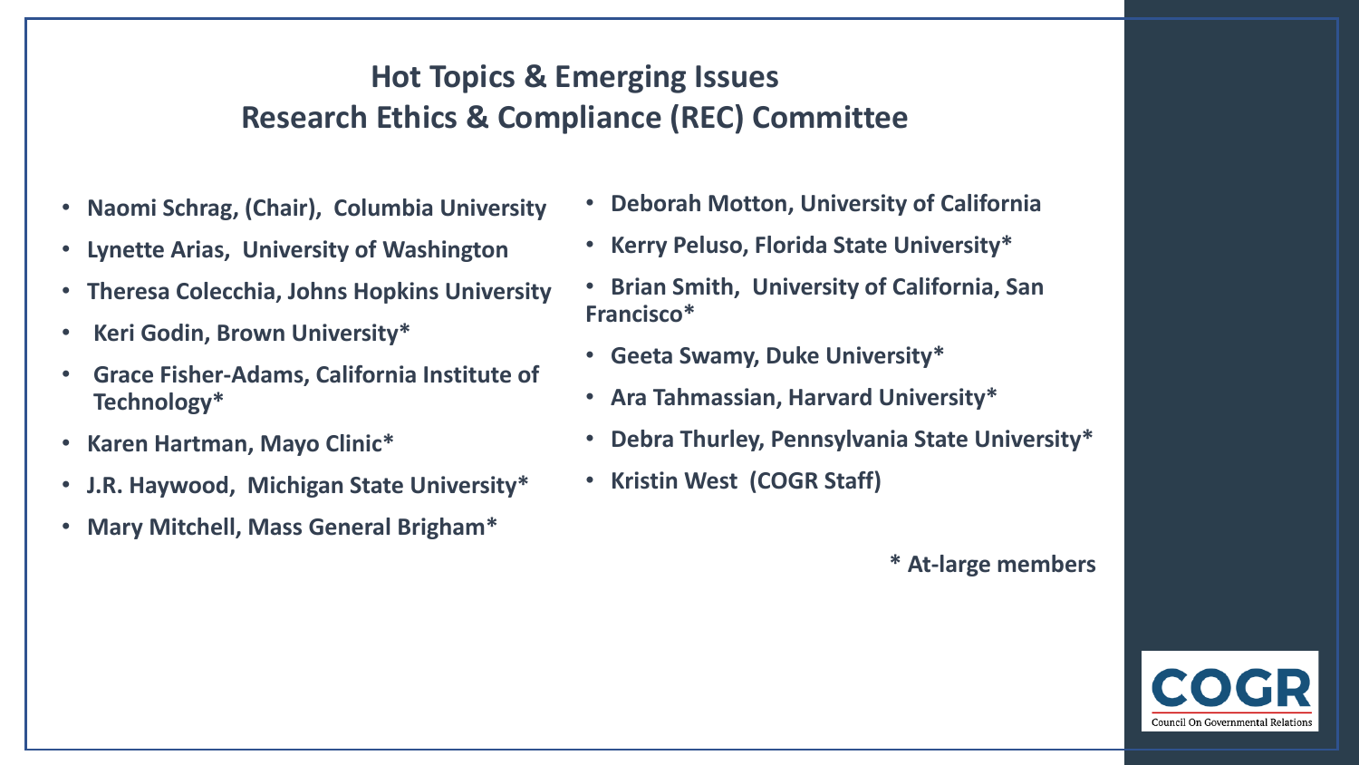# Hot Topics & Emerging Issues
# Research Ethics & Compliance (REC) Committee

- **Naomi Schrag, (Chair), Columbia University**
- **Lynette Arias, University of Washington**
- **Theresa Colecchia, Johns Hopkins University**
- **Keri Godin, Brown University***
- **Grace Fisher-Adams, California Institute of Technology***
- **Karen Hartman, Mayo Clinic***
- **J.R. Haywood, Michigan State University***
- **Mary Mitchell, Mass General Brigham***
- **Deborah Motton, University of California**
- **Kerry Peluso, Florida State University***
- **Brian Smith, University of California, San Francisco***
- **Geeta Swamy, Duke University***
- **Ara Tahmassian, Harvard University***
- **Debra Thurley, Pennsylvania State University***
- **Kristin West (COGR Staff)**

**\* At-large members**

COGR
Council On Governmental Relations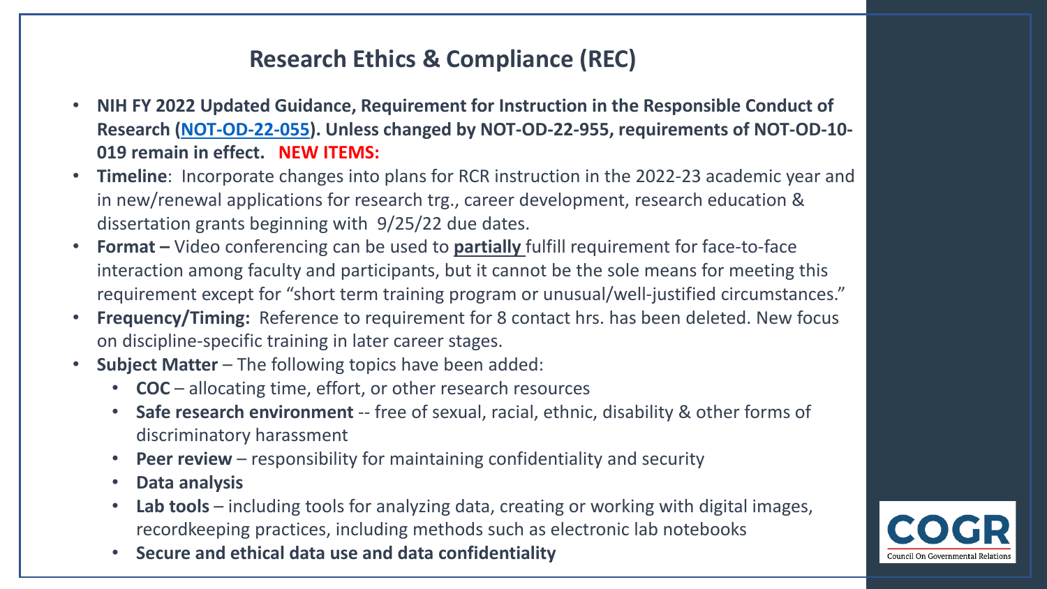## Research Ethics & Compliance (REC)

- **NIH FY 2022 Updated Guidance, Requirement for Instruction in the Responsible Conduct of Research (NOT-OD-22-055). Unless changed by NOT-OD-22-955, requirements of NOT-OD-10-019 remain in effect. NEW ITEMS:**
- **Timeline**: Incorporate changes into plans for RCR instruction in the 2022-23 academic year and in new/renewal applications for research trg., career development, research education & dissertation grants beginning with 9/25/22 due dates.
- **Format –** Video conferencing can be used to **partially** fulfill requirement for face-to-face interaction among faculty and participants, but it cannot be the sole means for meeting this requirement except for "short term training program or unusual/well-justified circumstances."
- **Frequency/Timing:** Reference to requirement for 8 contact hrs. has been deleted. New focus on discipline-specific training in later career stages.
- **Subject Matter** – The following topics have been added:
  - **COC** – allocating time, effort, or other research resources
  - **Safe research environment** -- free of sexual, racial, ethnic, disability & other forms of discriminatory harassment
  - **Peer review** – responsibility for maintaining confidentiality and security
  - **Data analysis**
  - **Lab tools** – including tools for analyzing data, creating or working with digital images, recordkeeping practices, including methods such as electronic lab notebooks
  - **Secure and ethical data use and data confidentiality**

COGR Council On Governmental Relations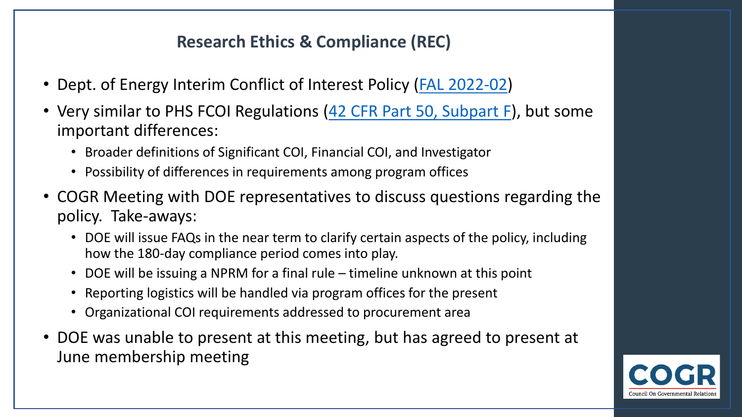## Research Ethics & Compliance (REC)

- Dept. of Energy Interim Conflict of Interest Policy (FAL 2022-02)
- Very similar to PHS FCOI Regulations (42 CFR Part 50, Subpart F), but some important differences:
  - Broader definitions of Significant COI, Financial COI, and Investigator
  - Possibility of differences in requirements among program offices
- COGR Meeting with DOE representatives to discuss questions regarding the policy. Take-aways:
  - DOE will issue FAQs in the near term to clarify certain aspects of the policy, including how the 180-day compliance period comes into play.
  - DOE will be issuing a NPRM for a final rule – timeline unknown at this point
  - Reporting logistics will be handled via program offices for the present
  - Organizational COI requirements addressed to procurement area
- DOE was unable to present at this meeting, but has agreed to present at June membership meeting

COGR
Council On Governmental Relations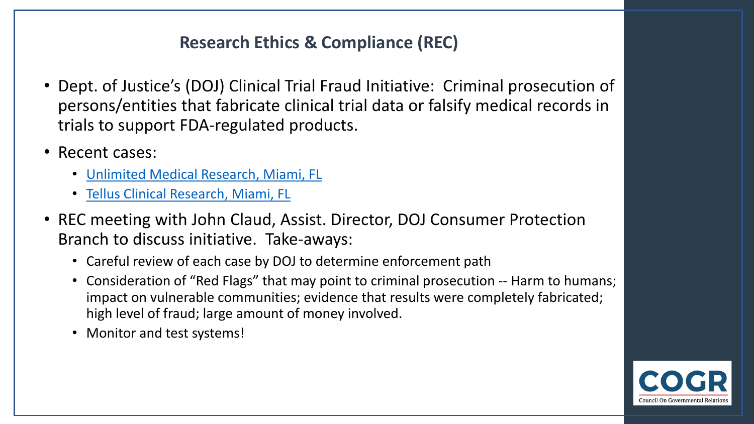## Research Ethics & Compliance (REC)

- Dept. of Justice's (DOJ) Clinical Trial Fraud Initiative: Criminal prosecution of persons/entities that fabricate clinical trial data or falsify medical records in trials to support FDA-regulated products.
- Recent cases:
  - Unlimited Medical Research, Miami, FL
  - Tellus Clinical Research, Miami, FL
- REC meeting with John Claud, Assist. Director, DOJ Consumer Protection Branch to discuss initiative. Take-aways:
  - Careful review of each case by DOJ to determine enforcement path
  - Consideration of "Red Flags" that may point to criminal prosecution -- Harm to humans; impact on vulnerable communities; evidence that results were completely fabricated; high level of fraud; large amount of money involved.
  - Monitor and test systems!

COGR
Council On Governmental Relations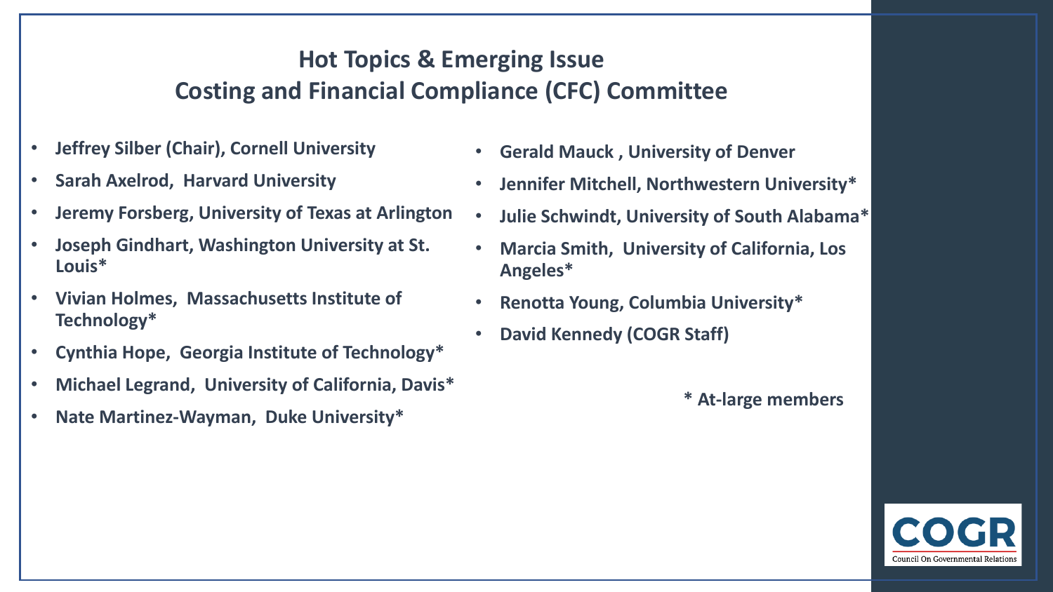## Hot Topics & Emerging Issue
## Costing and Financial Compliance (CFC) Committee

- **Jeffrey Silber (Chair), Cornell University**
- **Sarah Axelrod, Harvard University**
- **Jeremy Forsberg, University of Texas at Arlington**
- **Joseph Gindhart, Washington University at St. Louis***
- **Vivian Holmes, Massachusetts Institute of Technology***
- **Cynthia Hope, Georgia Institute of Technology***
- **Michael Legrand, University of California, Davis***
- **Nate Martinez-Wayman, Duke University***
- **Gerald Mauck , University of Denver**
- **Jennifer Mitchell, Northwestern University***
- **Julie Schwindt, University of South Alabama***
- **Marcia Smith, University of California, Los Angeles***
- **Renotta Young, Columbia University***
- **David Kennedy (COGR Staff)**

**\* At-large members**

COGR Council On Governmental Relations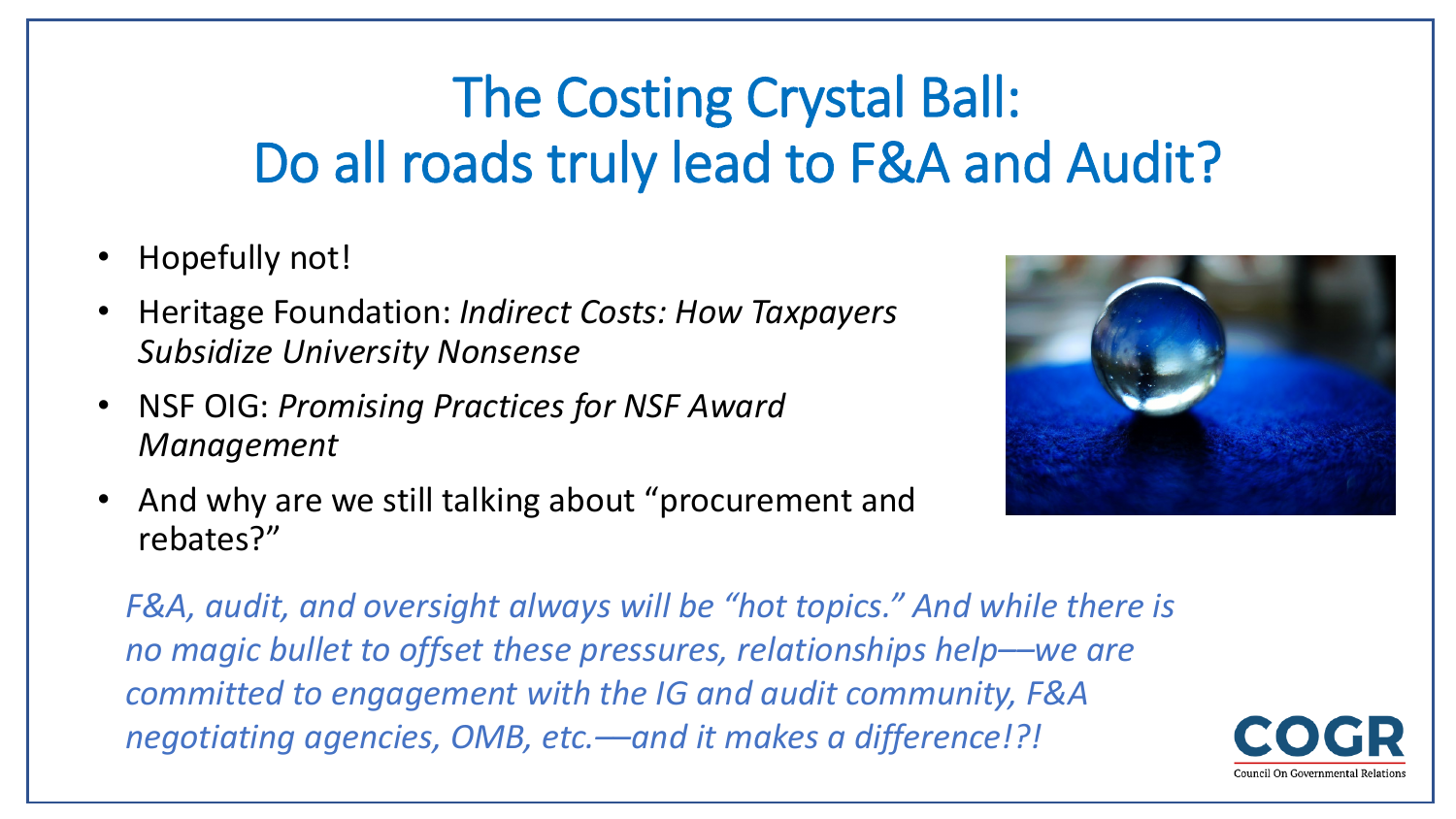# The Costing Crystal Ball: Do all roads truly lead to F&A and Audit?

- Hopefully not!
- Heritage Foundation: *Indirect Costs: How Taxpayers Subsidize University Nonsense*
- NSF OIG: *Promising Practices for NSF Award Management*
- And why are we still talking about "procurement and rebates?"

*F&A, audit, and oversight always will be "hot topics." And while there is no magic bullet to offset these pressures, relationships help—we are committed to engagement with the IG and audit community, F&A negotiating agencies, OMB, etc.—and it makes a difference!?!*

COGR
Council On Governmental Relations